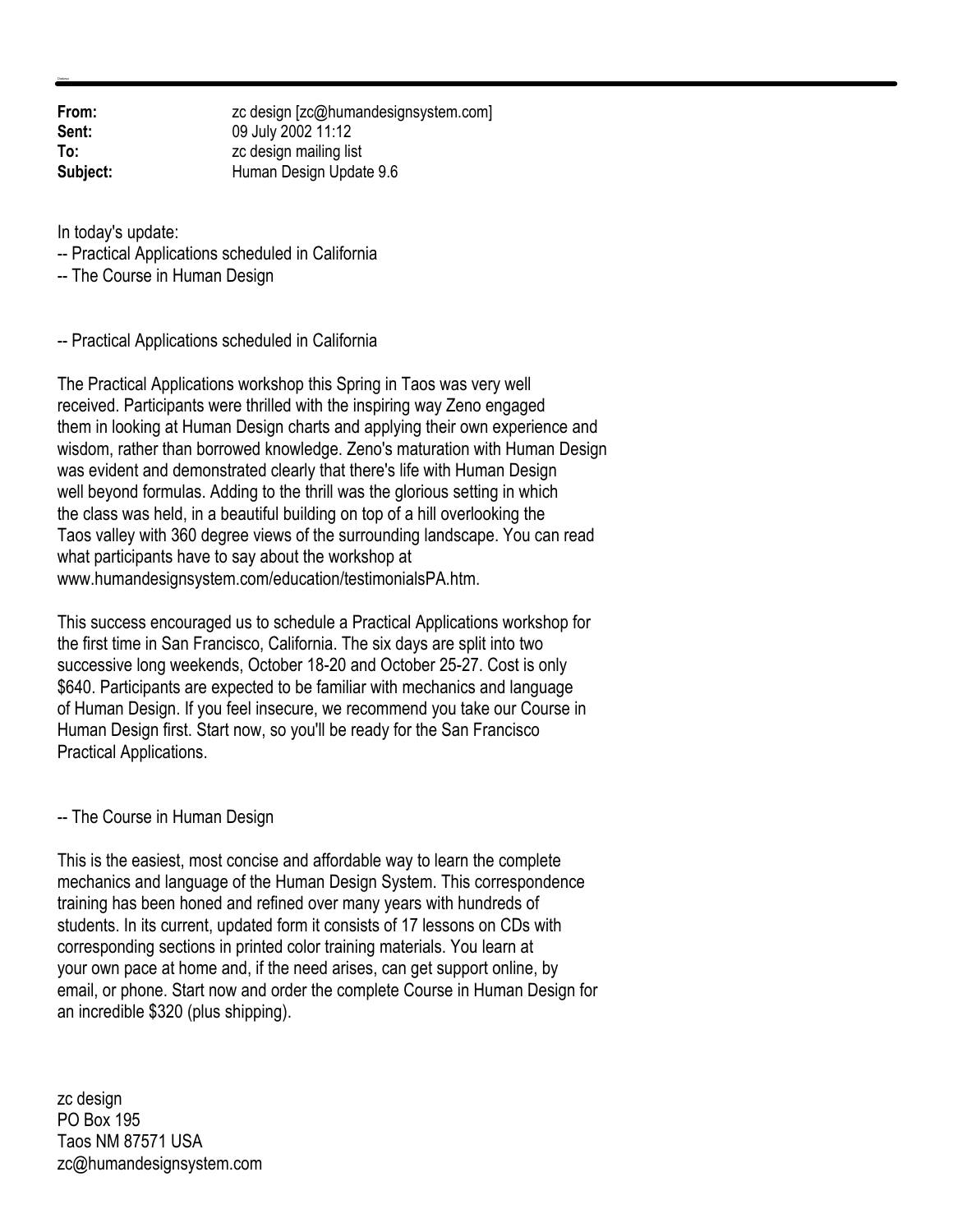**From:** zc design [zc@humandesignsystem.com]
**Sent:** 09 July 2002 11:12
**To:** zc design mailing list
**Subject:** Human Design Update 9.6

In today's update:
-- Practical Applications scheduled in California
-- The Course in Human Design

-- Practical Applications scheduled in California

The Practical Applications workshop this Spring in Taos was very well received. Participants were thrilled with the inspiring way Zeno engaged them in looking at Human Design charts and applying their own experience and wisdom, rather than borrowed knowledge. Zeno's maturation with Human Design was evident and demonstrated clearly that there's life with Human Design well beyond formulas. Adding to the thrill was the glorious setting in which the class was held, in a beautiful building on top of a hill overlooking the Taos valley with 360 degree views of the surrounding landscape. You can read what participants have to say about the workshop at www.humandesignsystem.com/education/testimonialsPA.htm.

This success encouraged us to schedule a Practical Applications workshop for the first time in San Francisco, California. The six days are split into two successive long weekends, October 18-20 and October 25-27. Cost is only $640. Participants are expected to be familiar with mechanics and language of Human Design. If you feel insecure, we recommend you take our Course in Human Design first. Start now, so you'll be ready for the San Francisco Practical Applications.

-- The Course in Human Design

This is the easiest, most concise and affordable way to learn the complete mechanics and language of the Human Design System. This correspondence training has been honed and refined over many years with hundreds of students. In its current, updated form it consists of 17 lessons on CDs with corresponding sections in printed color training materials. You learn at your own pace at home and, if the need arises, can get support online, by email, or phone. Start now and order the complete Course in Human Design for an incredible $320 (plus shipping).

zc design
PO Box 195
Taos NM 87571 USA
zc@humandesignsystem.com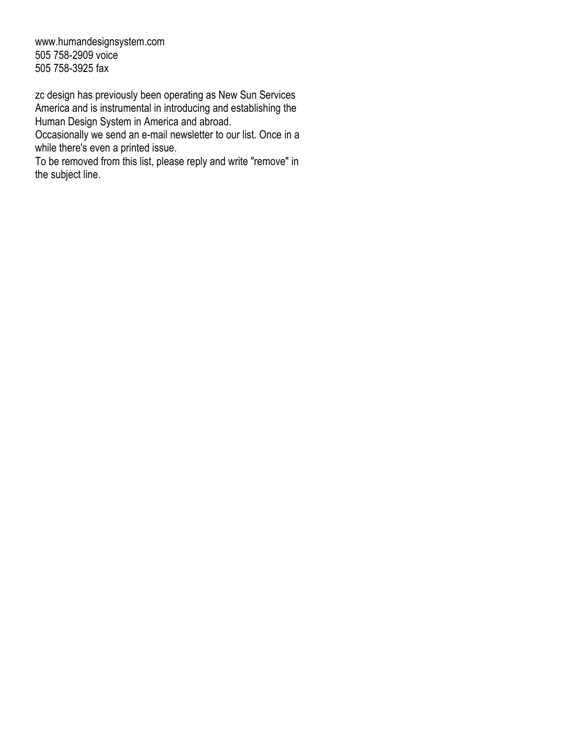www.humandesignsystem.com
505 758-2909 voice
505 758-3925 fax

zc design has previously been operating as New Sun Services America and is instrumental in introducing and establishing the Human Design System in America and abroad.
Occasionally we send an e-mail newsletter to our list. Once in a while there's even a printed issue.
To be removed from this list, please reply and write "remove" in the subject line.